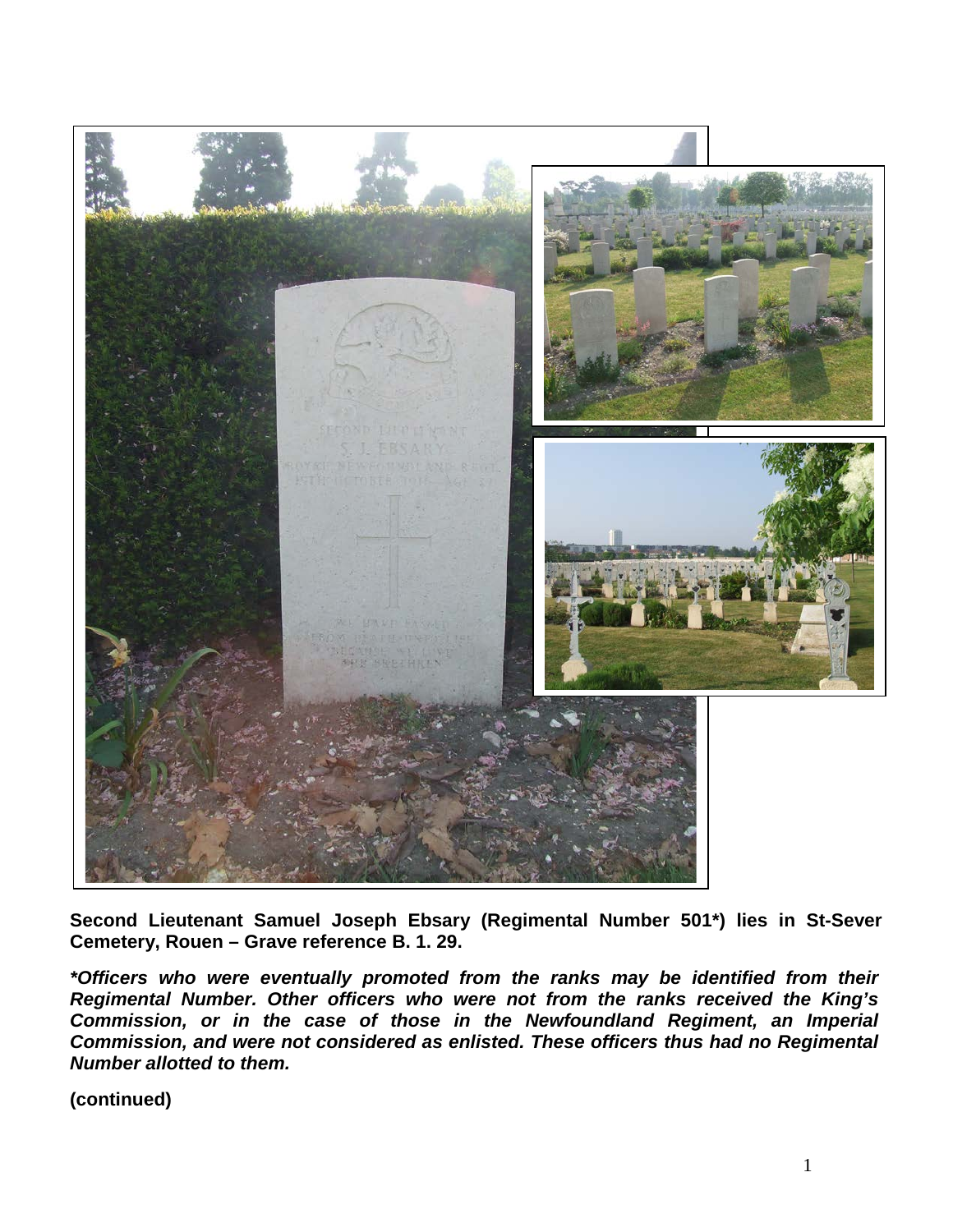**Second Lieutenant Samuel Joseph Ebsary (Regimental Number 501*) lies in St-Sever Cemetery, Rouen – Grave reference B. 1. 29.**

***Officers who were eventually promoted from the ranks may be identified from their Regimental Number. Other officers who were not from the ranks received the King's Commission, or in the case of those in the Newfoundland Regiment, an Imperial Commission, and were not considered as enlisted. These officers thus had no Regimental Number allotted to them.***

**(continued)**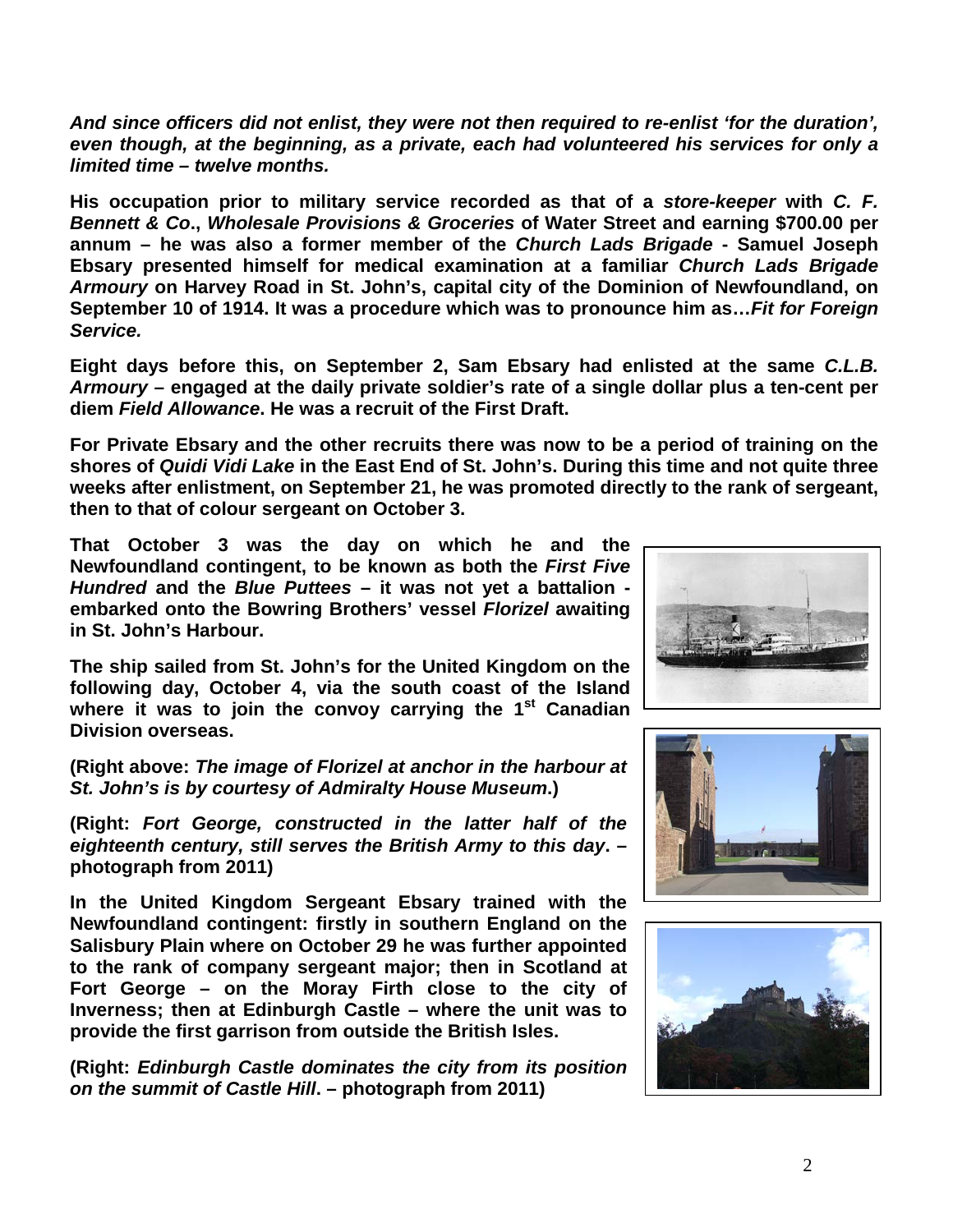***And since officers did not enlist, they were not then required to re-enlist 'for the duration', even though, at the beginning, as a private, each had volunteered his services for only a limited time – twelve months.***

**His occupation prior to military service recorded as that of a *store-keeper* with *C. F. Bennett & Co*., *Wholesale Provisions & Groceries* of Water Street and earning $700.00 per annum – he was also a former member of the *Church Lads Brigade* - Samuel Joseph Ebsary presented himself for medical examination at a familiar *Church Lads Brigade Armoury* on Harvey Road in St. John's, capital city of the Dominion of Newfoundland, on September 10 of 1914. It was a procedure which was to pronounce him as…*Fit for Foreign Service.***

**Eight days before this, on September 2, Sam Ebsary had enlisted at the same *C.L.B. Armoury* – engaged at the daily private soldier's rate of a single dollar plus a ten-cent per diem *Field Allowance*. He was a recruit of the First Draft.**

**For Private Ebsary and the other recruits there was now to be a period of training on the shores of *Quidi Vidi Lake* in the East End of St. John's. During this time and not quite three weeks after enlistment, on September 21, he was promoted directly to the rank of sergeant, then to that of colour sergeant on October 3.**

**That October 3 was the day on which he and the Newfoundland contingent, to be known as both the *First Five Hundred* and the *Blue Puttees* – it was not yet a battalion - embarked onto the Bowring Brothers' vessel *Florizel* awaiting in St. John's Harbour.**

**The ship sailed from St. John's for the United Kingdom on the following day, October 4, via the south coast of the Island where it was to join the convoy carrying the 1st Canadian Division overseas.**

**(Right above: *The image of Florizel at anchor in the harbour at St. John's is by courtesy of Admiralty House Museum*.)**

**(Right: *Fort George, constructed in the latter half of the eighteenth century, still serves the British Army to this day*. – photograph from 2011)**

**In the United Kingdom Sergeant Ebsary trained with the Newfoundland contingent: firstly in southern England on the Salisbury Plain where on October 29 he was further appointed to the rank of company sergeant major; then in Scotland at Fort George – on the Moray Firth close to the city of Inverness; then at Edinburgh Castle – where the unit was to provide the first garrison from outside the British Isles.**

**(Right: *Edinburgh Castle dominates the city from its position on the summit of Castle Hill*. – photograph from 2011)**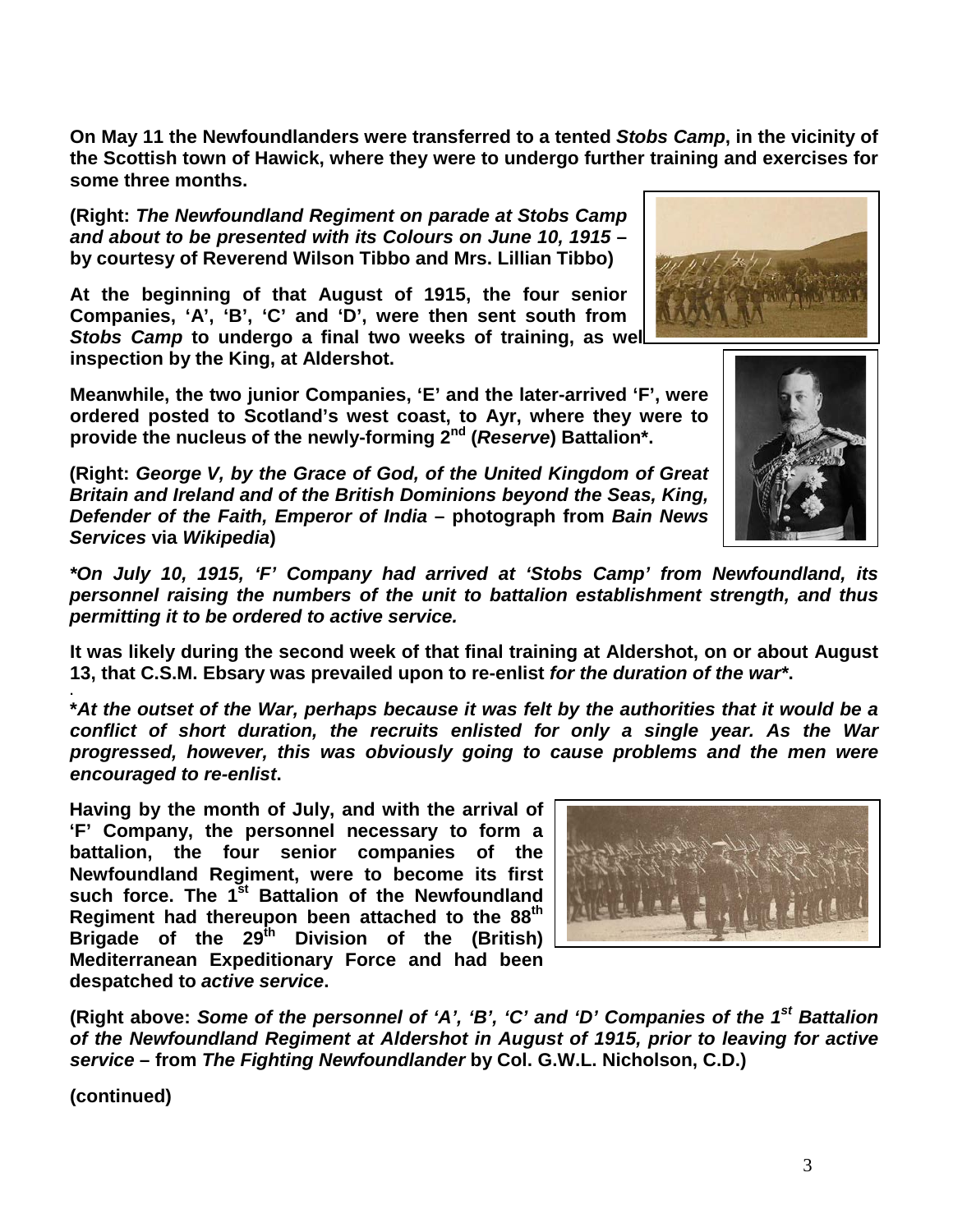**On May 11 the Newfoundlanders were transferred to a tented *Stobs Camp*, in the vicinity of the Scottish town of Hawick, where they were to undergo further training and exercises for some three months.**

**(Right: *The Newfoundland Regiment on parade at Stobs Camp and about to be presented with its Colours on June 10, 1915* – by courtesy of Reverend Wilson Tibbo and Mrs. Lillian Tibbo)**

**At the beginning of that August of 1915, the four senior Companies, 'A', 'B', 'C' and 'D', were then sent south from *Stobs Camp* to undergo a final two weeks of training, as well inspection by the King, at Aldershot.**

**Meanwhile, the two junior Companies, 'E' and the later-arrived 'F', were ordered posted to Scotland's west coast, to Ayr, where they were to provide the nucleus of the newly-forming 2nd (*Reserve*) Battalion\*.**

**(Right: *George V, by the Grace of God, of the United Kingdom of Great Britain and Ireland and of the British Dominions beyond the Seas, King, Defender of the Faith, Emperor of India* – photograph from *Bain News Services* via *Wikipedia*)**

***\*On July 10, 1915, 'F' Company had arrived at 'Stobs Camp' from Newfoundland, its personnel raising the numbers of the unit to battalion establishment strength, and thus permitting it to be ordered to active service.***

**It was likely during the second week of that final training at Aldershot, on or about August 13, that C.S.M. Ebsary was prevailed upon to re-enlist *for the duration of the war\**.**

***\*At the outset of the War, perhaps because it was felt by the authorities that it would be a conflict of short duration, the recruits enlisted for only a single year. As the War progressed, however, this was obviously going to cause problems and the men were encouraged to re-enlist*.**

**Having by the month of July, and with the arrival of 'F' Company, the personnel necessary to form a battalion, the four senior companies of the Newfoundland Regiment, were to become its first such force. The 1st Battalion of the Newfoundland Regiment had thereupon been attached to the 88th Brigade of the 29th Division of the (British) Mediterranean Expeditionary Force and had been despatched to *active service*.**

**(Right above: *Some of the personnel of 'A', 'B', 'C' and 'D' Companies of the 1st Battalion of the Newfoundland Regiment at Aldershot in August of 1915, prior to leaving for active service* – from *The Fighting Newfoundlander* by Col. G.W.L. Nicholson, C.D.)**

**(continued)**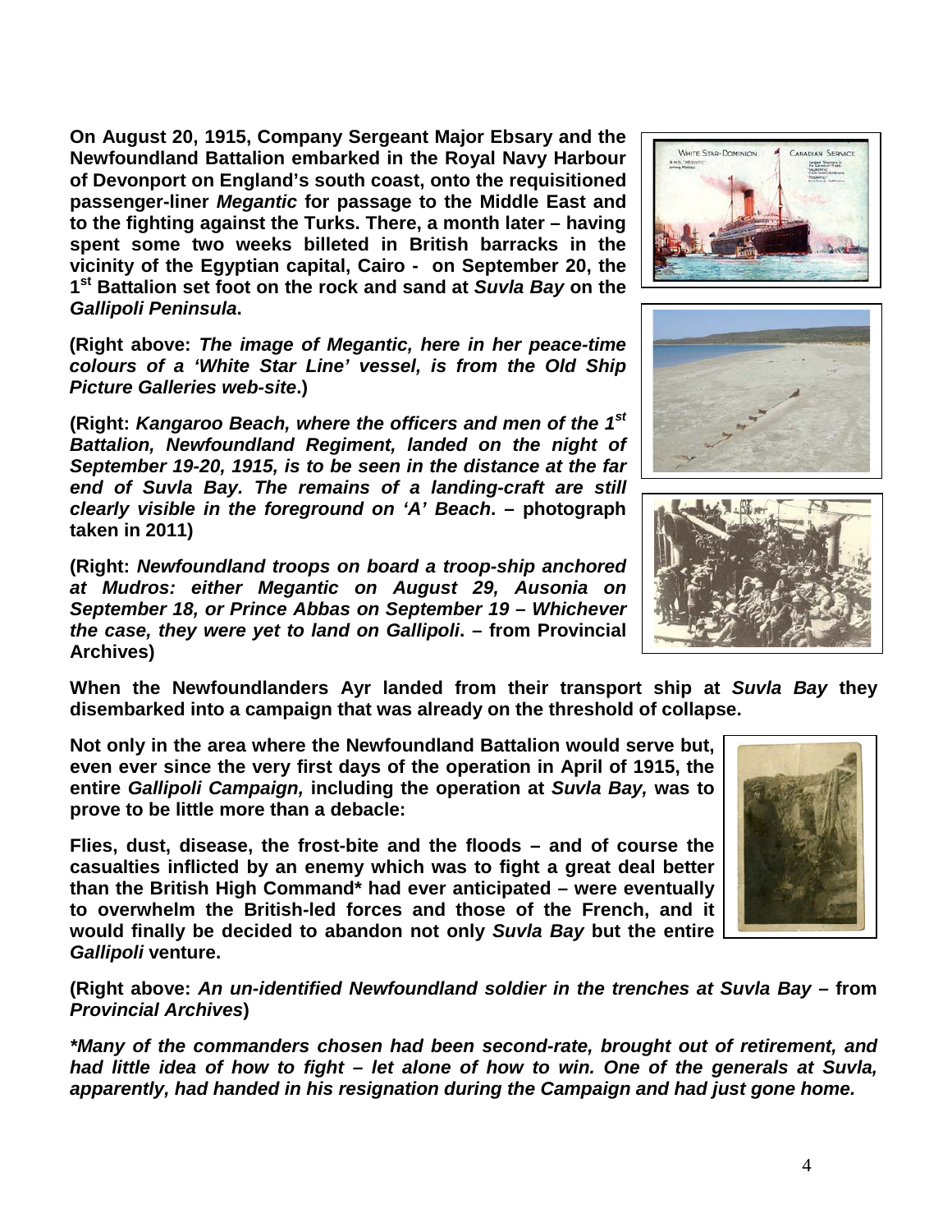**On August 20, 1915, Company Sergeant Major Ebsary and the Newfoundland Battalion embarked in the Royal Navy Harbour of Devonport on England's south coast, onto the requisitioned passenger-liner *Megantic* for passage to the Middle East and to the fighting against the Turks. There, a month later – having spent some two weeks billeted in British barracks in the vicinity of the Egyptian capital, Cairo - on September 20, the 1st Battalion set foot on the rock and sand at *Suvla Bay* on the *Gallipoli Peninsula*.**

**(Right above: *The image of Megantic, here in her peace-time colours of a 'White Star Line' vessel, is from the Old Ship Picture Galleries web-site*.)**

**(Right: *Kangaroo Beach, where the officers and men of the 1st Battalion, Newfoundland Regiment, landed on the night of September 19-20, 1915, is to be seen in the distance at the far end of Suvla Bay. The remains of a landing-craft are still clearly visible in the foreground on 'A' Beach*. – photograph taken in 2011)**

**(Right: *Newfoundland troops on board a troop-ship anchored at Mudros: either Megantic on August 29, Ausonia on September 18, or Prince Abbas on September 19 – Whichever the case, they were yet to land on Gallipoli*. – from Provincial Archives)**

**When the Newfoundlanders Ayr landed from their transport ship at *Suvla Bay* they disembarked into a campaign that was already on the threshold of collapse.**

**Not only in the area where the Newfoundland Battalion would serve but, even ever since the very first days of the operation in April of 1915, the entire *Gallipoli Campaign,* including the operation at *Suvla Bay,* was to prove to be little more than a debacle:**

**Flies, dust, disease, the frost-bite and the floods – and of course the casualties inflicted by an enemy which was to fight a great deal better than the British High Command\* had ever anticipated – were eventually to overwhelm the British-led forces and those of the French, and it would finally be decided to abandon not only *Suvla Bay* but the entire *Gallipoli* venture.**

**(Right above: *An un-identified Newfoundland soldier in the trenches at Suvla Bay* – from *Provincial Archives*)**

***\*Many of the commanders chosen had been second-rate, brought out of retirement, and had little idea of how to fight – let alone of how to win. One of the generals at Suvla, apparently, had handed in his resignation during the Campaign and had just gone home.***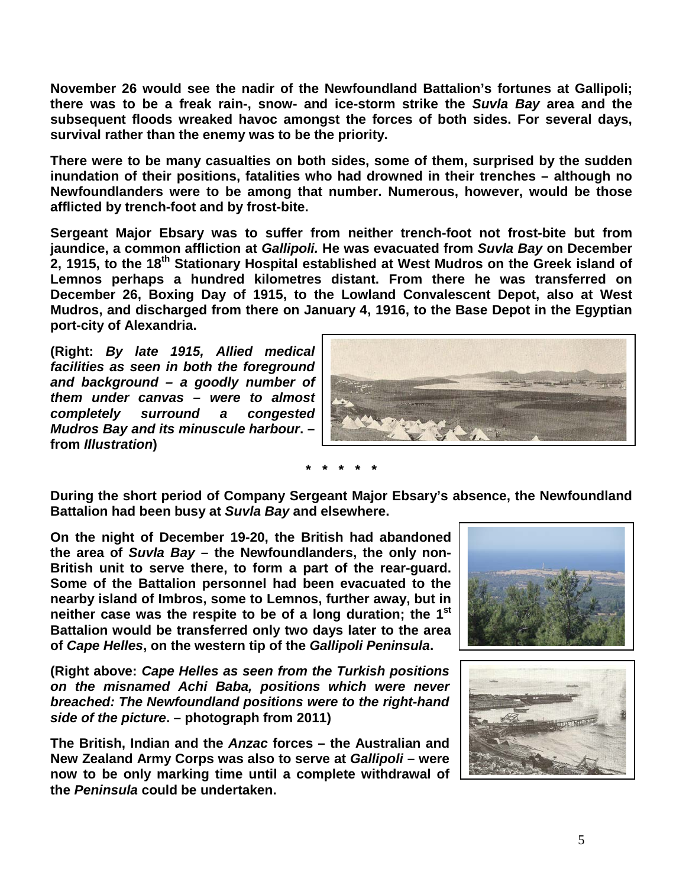**November 26 would see the nadir of the Newfoundland Battalion's fortunes at Gallipoli; there was to be a freak rain-, snow- and ice-storm strike the *Suvla Bay* area and the subsequent floods wreaked havoc amongst the forces of both sides. For several days, survival rather than the enemy was to be the priority.**

**There were to be many casualties on both sides, some of them, surprised by the sudden inundation of their positions, fatalities who had drowned in their trenches – although no Newfoundlanders were to be among that number. Numerous, however, would be those afflicted by trench-foot and by frost-bite.**

**Sergeant Major Ebsary was to suffer from neither trench-foot not frost-bite but from jaundice, a common affliction at *Gallipoli.* He was evacuated from *Suvla Bay* on December 2, 1915, to the 18th Stationary Hospital established at West Mudros on the Greek island of Lemnos perhaps a hundred kilometres distant. From there he was transferred on December 26, Boxing Day of 1915, to the Lowland Convalescent Depot, also at West Mudros, and discharged from there on January 4, 1916, to the Base Depot in the Egyptian port-city of Alexandria.**

**(Right: *By late 1915, Allied medical facilities as seen in both the foreground and background – a goodly number of them under canvas – were to almost completely surround a congested Mudros Bay and its minuscule harbour*. – from *Illustration*)**

**\* \* \* \* \***

**During the short period of Company Sergeant Major Ebsary's absence, the Newfoundland Battalion had been busy at *Suvla Bay* and elsewhere.**

**On the night of December 19-20, the British had abandoned the area of *Suvla Bay* – the Newfoundlanders, the only non-British unit to serve there, to form a part of the rear-guard. Some of the Battalion personnel had been evacuated to the nearby island of Imbros, some to Lemnos, further away, but in neither case was the respite to be of a long duration; the 1st Battalion would be transferred only two days later to the area of *Cape Helles*, on the western tip of the *Gallipoli Peninsula*.**

**(Right above: *Cape Helles as seen from the Turkish positions on the misnamed Achi Baba, positions which were never breached: The Newfoundland positions were to the right-hand side of the picture*. – photograph from 2011)**

**The British, Indian and the *Anzac* forces – the Australian and New Zealand Army Corps was also to serve at *Gallipoli* – were now to be only marking time until a complete withdrawal of the *Peninsula* could be undertaken.**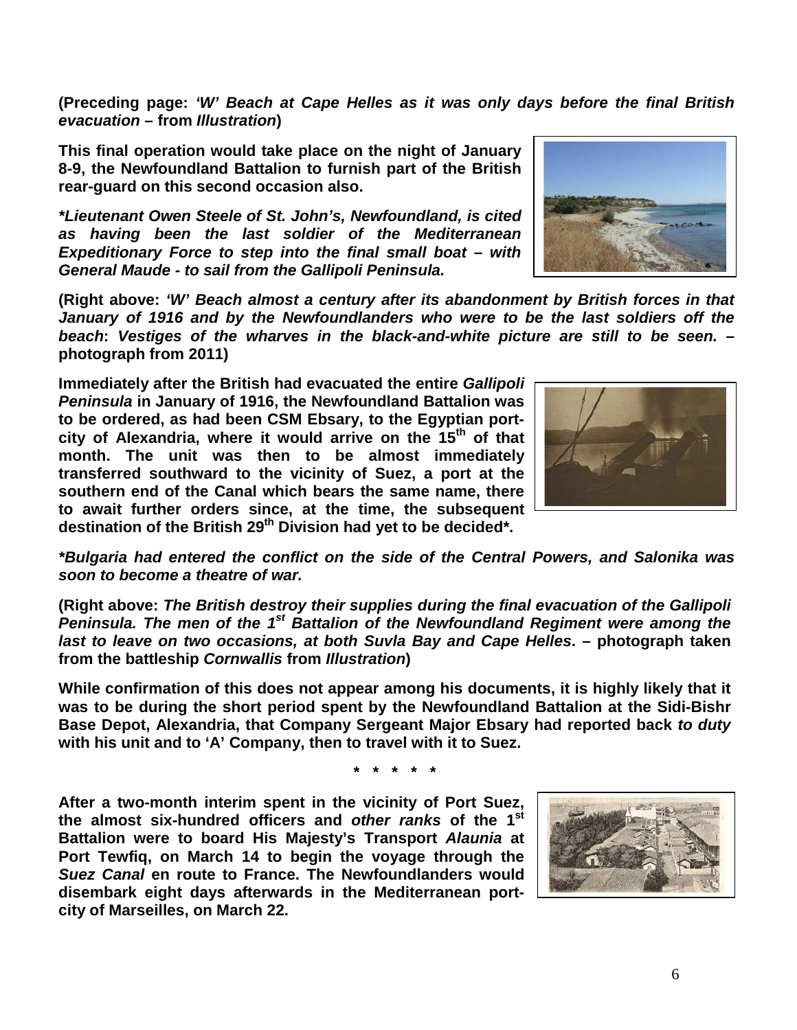**(Preceding page: *'W' Beach at Cape Helles as it was only days before the final British evacuation* – from *Illustration*)**

**This final operation would take place on the night of January 8-9, the Newfoundland Battalion to furnish part of the British rear-guard on this second occasion also.**

***\*Lieutenant Owen Steele of St. John's, Newfoundland, is cited as having been the last soldier of the Mediterranean Expeditionary Force to step into the final small boat – with General Maude - to sail from the Gallipoli Peninsula.***

**(Right above: *'W' Beach almost a century after its abandonment by British forces in that January of 1916 and by the Newfoundlanders who were to be the last soldiers off the beach*: *Vestiges of the wharves in the black-and-white picture are still to be seen.* – photograph from 2011)**

**Immediately after the British had evacuated the entire *Gallipoli Peninsula* in January of 1916, the Newfoundland Battalion was to be ordered, as had been CSM Ebsary, to the Egyptian port-city of Alexandria, where it would arrive on the 15th of that month. The unit was then to be almost immediately transferred southward to the vicinity of Suez, a port at the southern end of the Canal which bears the same name, there to await further orders since, at the time, the subsequent destination of the British 29th Division had yet to be decided\*.**

***\*Bulgaria had entered the conflict on the side of the Central Powers, and Salonika was soon to become a theatre of war.***

**(Right above: *The British destroy their supplies during the final evacuation of the Gallipoli Peninsula. The men of the 1st Battalion of the Newfoundland Regiment were among the last to leave on two occasions, at both Suvla Bay and Cape Helles*. – photograph taken from the battleship *Cornwallis* from *Illustration*)**

**While confirmation of this does not appear among his documents, it is highly likely that it was to be during the short period spent by the Newfoundland Battalion at the Sidi-Bishr Base Depot, Alexandria, that Company Sergeant Major Ebsary had reported back *to duty* with his unit and to 'A' Company, then to travel with it to Suez.**

**\* \* \* \* \***

**After a two-month interim spent in the vicinity of Port Suez, the almost six-hundred officers and *other ranks* of the 1st Battalion were to board His Majesty's Transport *Alaunia* at Port Tewfiq, on March 14 to begin the voyage through the *Suez Canal* en route to France. The Newfoundlanders would disembark eight days afterwards in the Mediterranean port-city of Marseilles, on March 22.**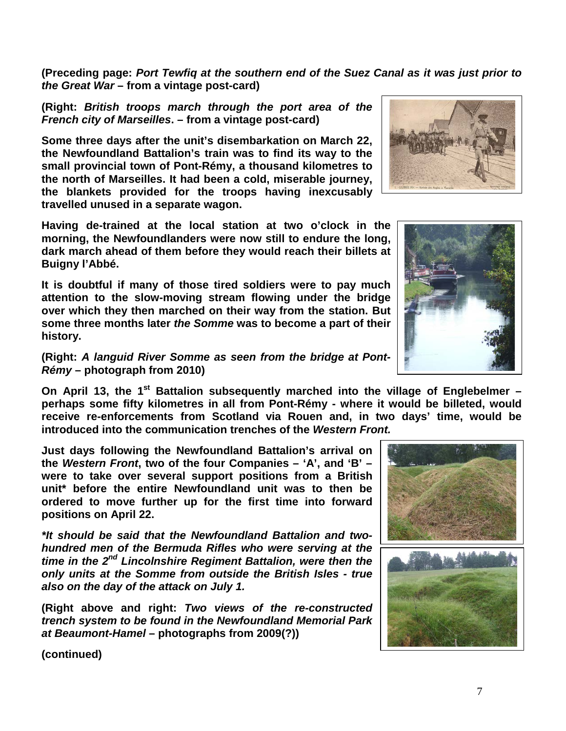**(Preceding page: *Port Tewfiq at the southern end of the Suez Canal as it was just prior to the Great War* – from a vintage post-card)**

**(Right: *British troops march through the port area of the French city of Marseilles***. **– from a vintage post-card)**

**Some three days after the unit's disembarkation on March 22, the Newfoundland Battalion's train was to find its way to the small provincial town of Pont-Rémy, a thousand kilometres to the north of Marseilles. It had been a cold, miserable journey, the blankets provided for the troops having inexcusably travelled unused in a separate wagon.**

**Having de-trained at the local station at two o'clock in the morning, the Newfoundlanders were now still to endure the long, dark march ahead of them before they would reach their billets at Buigny l'Abbé.**

**It is doubtful if many of those tired soldiers were to pay much attention to the slow-moving stream flowing under the bridge over which they then marched on their way from the station. But some three months later *the Somme* was to become a part of their history.**

**(Right: *A languid River Somme as seen from the bridge at Pont-Rémy* – photograph from 2010)**

**On April 13, the 1st Battalion subsequently marched into the village of Englebelmer – perhaps some fifty kilometres in all from Pont-Rémy - where it would be billeted, would receive re-enforcements from Scotland via Rouen and, in two days' time, would be introduced into the communication trenches of the *Western Front.***

**Just days following the Newfoundland Battalion's arrival on the *Western Front*, two of the four Companies – 'A', and 'B' – were to take over several support positions from a British unit* before the entire Newfoundland unit was to then be ordered to move further up for the first time into forward positions on April 22.**

***\*It should be said that the Newfoundland Battalion and two-hundred men of the Bermuda Rifles who were serving at the time in the 2nd Lincolnshire Regiment Battalion, were then the only units at the Somme from outside the British Isles - true also on the day of the attack on July 1.***

**(Right above and right: *Two views of the re-constructed trench system to be found in the Newfoundland Memorial Park at Beaumont-Hamel* – photographs from 2009(?))**

**(continued)**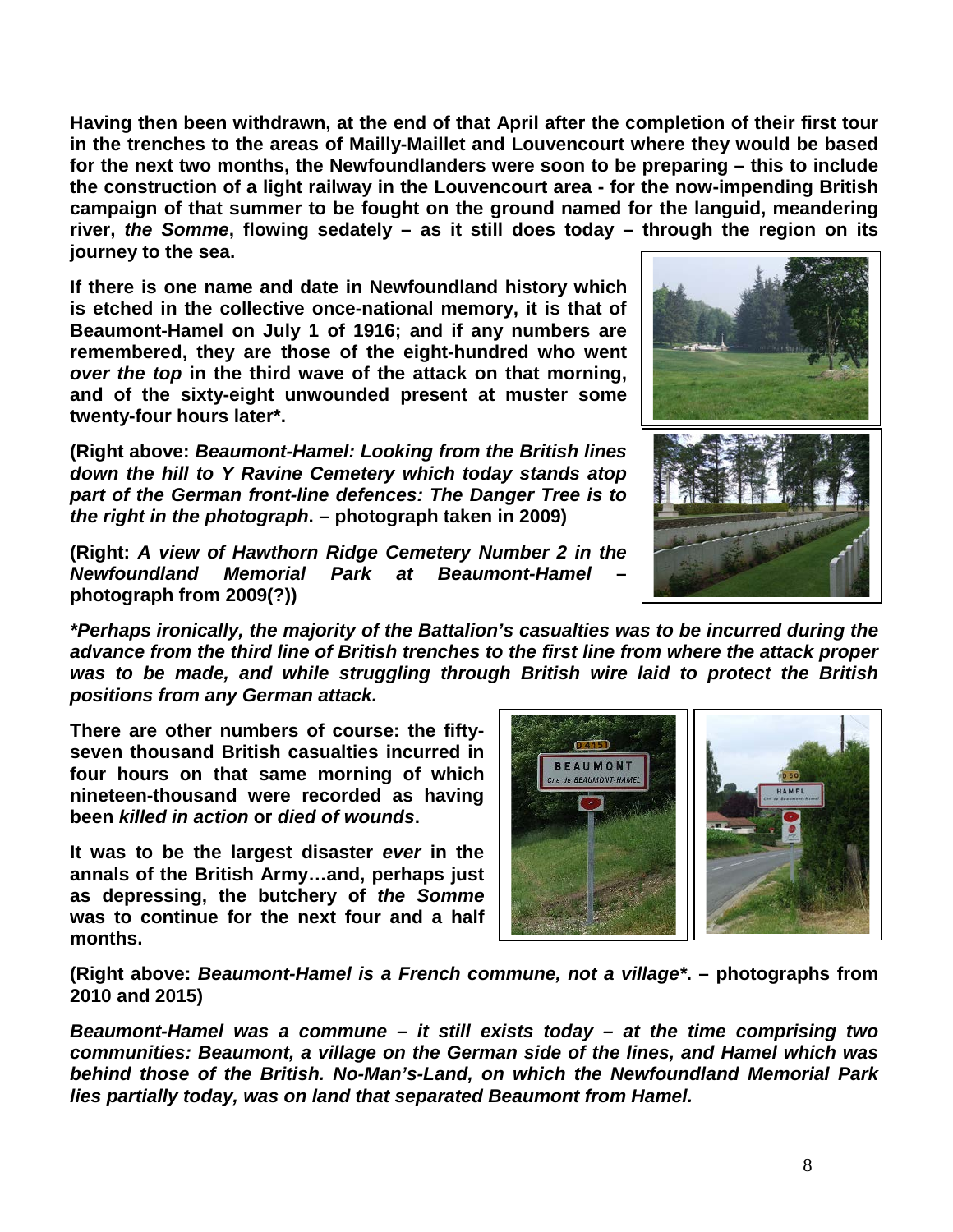**Having then been withdrawn, at the end of that April after the completion of their first tour in the trenches to the areas of Mailly-Maillet and Louvencourt where they would be based for the next two months, the Newfoundlanders were soon to be preparing – this to include the construction of a light railway in the Louvencourt area - for the now-impending British campaign of that summer to be fought on the ground named for the languid, meandering river, *the Somme*, flowing sedately – as it still does today – through the region on its journey to the sea.**

**If there is one name and date in Newfoundland history which is etched in the collective once-national memory, it is that of Beaumont-Hamel on July 1 of 1916; and if any numbers are remembered, they are those of the eight-hundred who went *over the top* in the third wave of the attack on that morning, and of the sixty-eight unwounded present at muster some twenty-four hours later\*.**

**(Right above: *Beaumont-Hamel: Looking from the British lines down the hill to Y Ravine Cemetery which today stands atop part of the German front-line defences: The Danger Tree is to the right in the photograph*. – photograph taken in 2009)**

**(Right: *A view of Hawthorn Ridge Cemetery Number 2 in the Newfoundland Memorial Park at Beaumont-Hamel* – photograph from 2009(?))**

***\*Perhaps ironically, the majority of the Battalion's casualties was to be incurred during the advance from the third line of British trenches to the first line from where the attack proper was to be made, and while struggling through British wire laid to protect the British positions from any German attack.***

**There are other numbers of course: the fifty-seven thousand British casualties incurred in four hours on that same morning of which nineteen-thousand were recorded as having been *killed in action* or *died of wounds*.**

**It was to be the largest disaster *ever* in the annals of the British Army…and, perhaps just as depressing, the butchery of *the Somme* was to continue for the next four and a half months.**

**(Right above: *Beaumont-Hamel is a French commune, not a village\**. – photographs from 2010 and 2015)**

***\*Beaumont-Hamel was a commune – it still exists today – at the time comprising two communities: Beaumont, a village on the German side of the lines, and Hamel which was behind those of the British. No-Man's-Land, on which the Newfoundland Memorial Park lies partially today, was on land that separated Beaumont from Hamel.***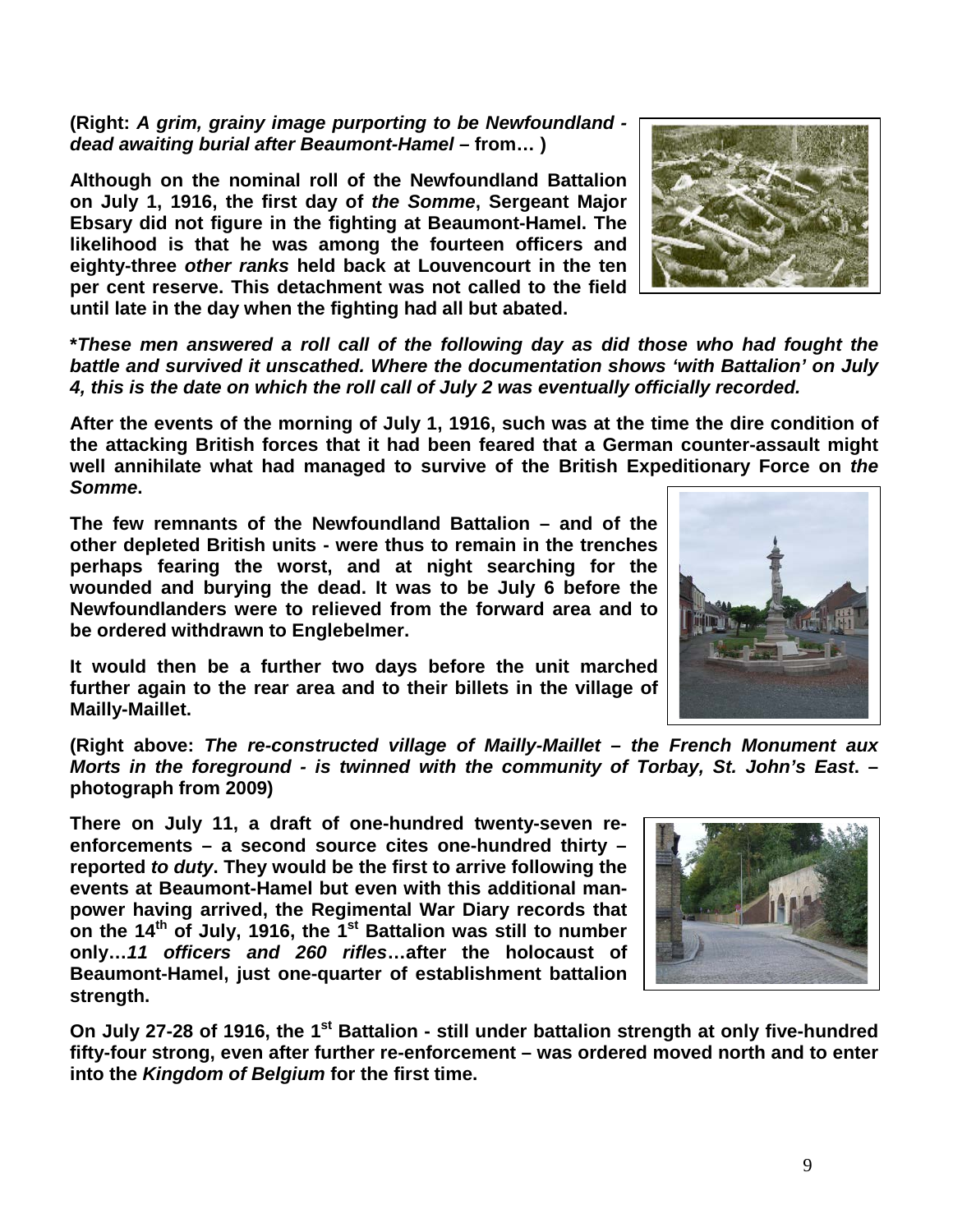**(Right: *A grim, grainy image purporting to be Newfoundland - dead awaiting burial after Beaumont-Hamel* – from… )**

**Although on the nominal roll of the Newfoundland Battalion on July 1, 1916, the first day of *the Somme*, Sergeant Major Ebsary did not figure in the fighting at Beaumont-Hamel. The likelihood is that he was among the fourteen officers and eighty-three *other ranks* held back at Louvencourt in the ten per cent reserve. This detachment was not called to the field until late in the day when the fighting had all but abated.**

**\****These men answered a roll call of the following day as did those who had fought the battle and survived it unscathed. Where the documentation shows 'with Battalion' on July 4, this is the date on which the roll call of July 2 was eventually officially recorded.***

**After the events of the morning of July 1, 1916, such was at the time the dire condition of the attacking British forces that it had been feared that a German counter-assault might well annihilate what had managed to survive of the British Expeditionary Force on *the Somme*.**

**The few remnants of the Newfoundland Battalion – and of the other depleted British units - were thus to remain in the trenches perhaps fearing the worst, and at night searching for the wounded and burying the dead. It was to be July 6 before the Newfoundlanders were to relieved from the forward area and to be ordered withdrawn to Englebelmer.**

**It would then be a further two days before the unit marched further again to the rear area and to their billets in the village of Mailly-Maillet.**

**(Right above: *The re-constructed village of Mailly-Maillet – the French Monument aux Morts in the foreground - is twinned with the community of Torbay, St. John's East*. – photograph from 2009)**

**There on July 11, a draft of one-hundred twenty-seven re-enforcements – a second source cites one-hundred thirty – reported *to duty*. They would be the first to arrive following the events at Beaumont-Hamel but even with this additional man-power having arrived, the Regimental War Diary records that on the 14th of July, 1916, the 1st Battalion was still to number only…*11 officers and 260 rifles*…after the holocaust of Beaumont-Hamel, just one-quarter of establishment battalion strength.**

**On July 27-28 of 1916, the 1st Battalion - still under battalion strength at only five-hundred fifty-four strong, even after further re-enforcement – was ordered moved north and to enter into the *Kingdom of Belgium* for the first time.**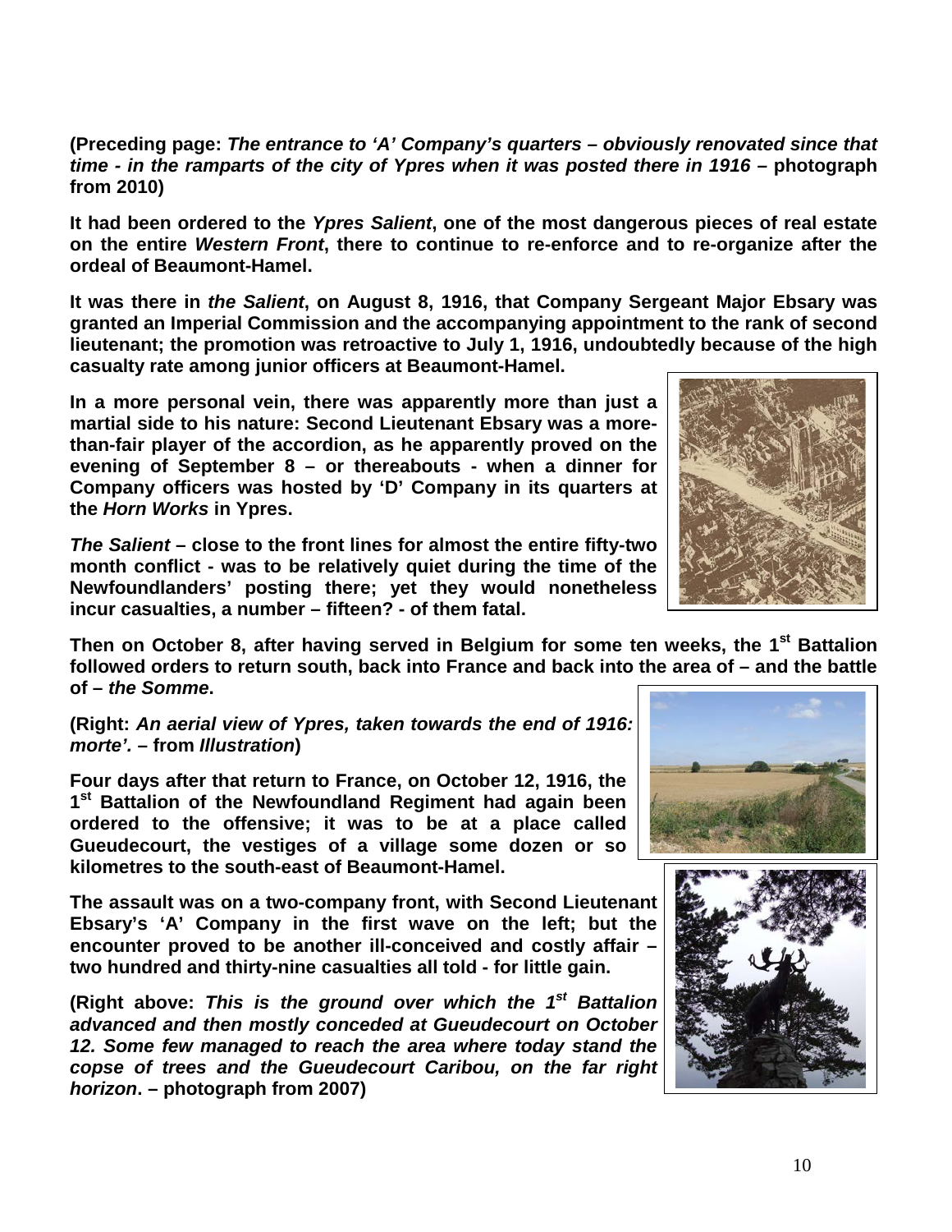**(Preceding page: *The entrance to 'A' Company's quarters – obviously renovated since that time - in the ramparts of the city of Ypres when it was posted there in 1916* – photograph from 2010)**

**It had been ordered to the *Ypres Salient*, one of the most dangerous pieces of real estate on the entire *Western Front*, there to continue to re-enforce and to re-organize after the ordeal of Beaumont-Hamel.**

**It was there in *the Salient*, on August 8, 1916, that Company Sergeant Major Ebsary was granted an Imperial Commission and the accompanying appointment to the rank of second lieutenant; the promotion was retroactive to July 1, 1916, undoubtedly because of the high casualty rate among junior officers at Beaumont-Hamel.**

**In a more personal vein, there was apparently more than just a martial side to his nature: Second Lieutenant Ebsary was a more-than-fair player of the accordion, as he apparently proved on the evening of September 8 – or thereabouts - when a dinner for Company officers was hosted by 'D' Company in its quarters at the *Horn Works* in Ypres.**

***The Salient* – close to the front lines for almost the entire fifty-two month conflict - was to be relatively quiet during the time of the Newfoundlanders' posting there; yet they would nonetheless incur casualties, a number – fifteen? - of them fatal.**

**Then on October 8, after having served in Belgium for some ten weeks, the 1st Battalion followed orders to return south, back into France and back into the area of – and the battle of – *the Somme*.**

**(Right: *An aerial view of Ypres, taken towards the end of 1916: morte'.* – from *Illustration*)**

**Four days after that return to France, on October 12, 1916, the 1st Battalion of the Newfoundland Regiment had again been ordered to the offensive; it was to be at a place called Gueudecourt, the vestiges of a village some dozen or so kilometres to the south-east of Beaumont-Hamel.**

**The assault was on a two-company front, with Second Lieutenant Ebsary's 'A' Company in the first wave on the left; but the encounter proved to be another ill-conceived and costly affair – two hundred and thirty-nine casualties all told - for little gain.**

**(Right above: *This is the ground over which the 1st Battalion advanced and then mostly conceded at Gueudecourt on October 12. Some few managed to reach the area where today stand the copse of trees and the Gueudecourt Caribou, on the far right horizon*. – photograph from 2007)**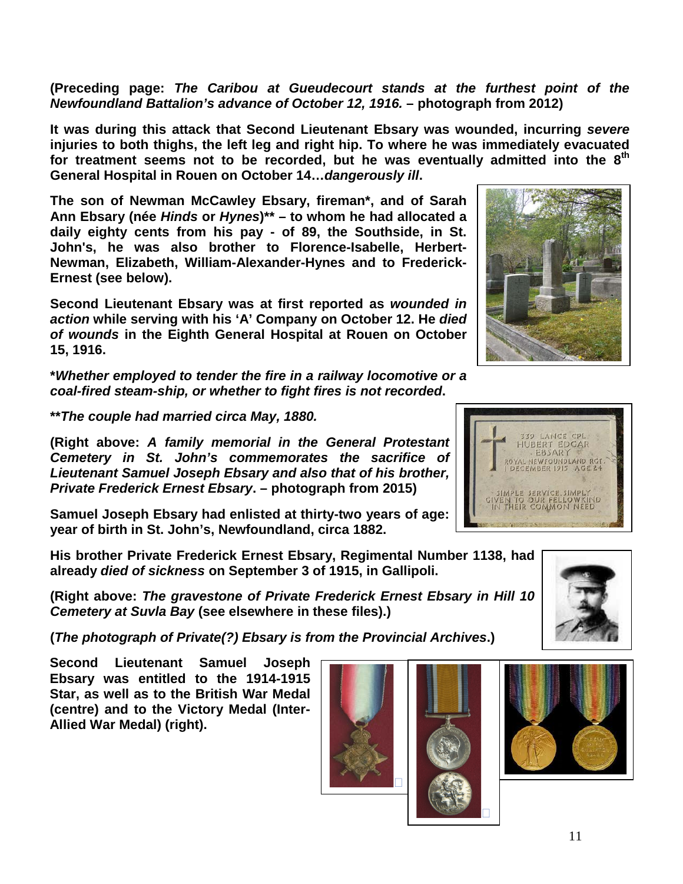**(Preceding page:** ***The Caribou at Gueudecourt stands at the furthest point of the Newfoundland Battalion's advance of October 12, 1916.*** **– photograph from 2012)**

**It was during this attack that Second Lieutenant Ebsary was wounded, incurring *severe* injuries to both thighs, the left leg and right hip. To where he was immediately evacuated for treatment seems not to be recorded, but he was eventually admitted into the 8th General Hospital in Rouen on October 14…*dangerously ill*.**

**The son of Newman McCawley Ebsary, fireman*, and of Sarah Ann Ebsary (née *Hinds* or *Hynes*)** – to whom he had allocated a daily eighty cents from his pay - of 89, the Southside, in St. John's, he was also brother to Florence-Isabelle, Herbert-Newman, Elizabeth, William-Alexander-Hynes and to Frederick-Ernest (see below).**

**Second Lieutenant Ebsary was at first reported as *wounded in action* while serving with his 'A' Company on October 12. He *died of wounds* in the Eighth General Hospital at Rouen on October 15, 1916.**

***Whether employed to tender the fire in a railway locomotive or a coal-fired steam-ship, or whether to fight fires is not recorded*.**

****The couple had married circa May, 1880.***

**(Right above:** ***A family memorial in the General Protestant Cemetery in St. John's commemorates the sacrifice of Lieutenant Samuel Joseph Ebsary and also that of his brother, Private Frederick Ernest Ebsary*. – photograph from 2015)**

**Samuel Joseph Ebsary had enlisted at thirty-two years of age: year of birth in St. John's, Newfoundland, circa 1882.**

**His brother Private Frederick Ernest Ebsary, Regimental Number 1138, had already *died of sickness* on September 3 of 1915, in Gallipoli.**

**(Right above:** ***The gravestone of Private Frederick Ernest Ebsary in Hill 10 Cemetery at Suvla Bay*** **(see elsewhere in these files).)**

**(*The photograph of Private(?) Ebsary is from the Provincial Archives*.)**

**Second Lieutenant Samuel Joseph Ebsary was entitled to the 1914-1915 Star, as well as to the British War Medal (centre) and to the Victory Medal (Inter-Allied War Medal) (right).**